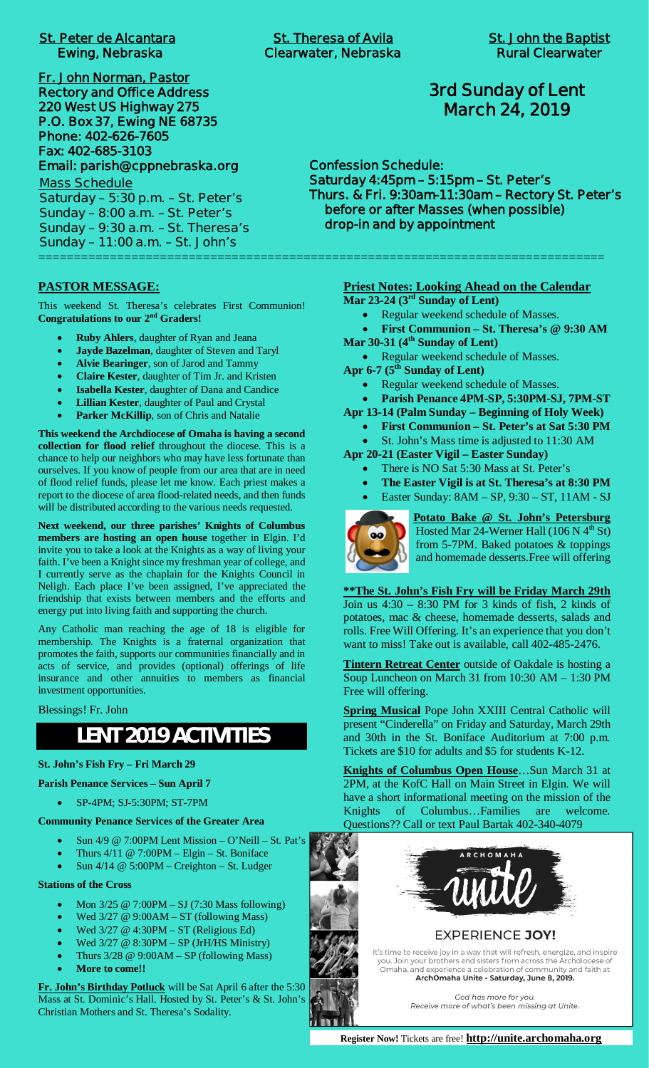**St. Peter de Alcantara**
Ewing, Nebraska

**St. Theresa of Avila**
Clearwater, Nebraska

**St. John the Baptist**
Rural Clearwater

**Fr. John Norman, Pastor**
Rectory and Office Address
220 West US Highway 275
P.O. Box 37, Ewing NE 68735
Phone: 402-626-7605
Fax: 402-685-3103
Email: parish@cppnebraska.org

Mass Schedule
Saturday – 5:30 p.m. – St. Peter's
Sunday – 8:00 a.m. – St. Peter's
Sunday – 9:30 a.m. – St. Theresa's
Sunday – 11:00 a.m. – St. John's

# 3rd Sunday of Lent
## March 24, 2019

**Confession Schedule:**
Saturday 4:45pm – 5:15pm – St. Peter's
Thurs. & Fri. 9:30am-11:30am – Rectory St. Peter's
before or after Masses (when possible)
drop-in and by appointment

## PASTOR MESSAGE:

This weekend St. Theresa's celebrates First Communion! **Congratulations to our 2nd Graders!**

- **Ruby Ahlers**, daughter of Ryan and Jeana
- **Jayde Bazelman**, daughter of Steven and Taryl
- **Alvie Bearinger**, son of Jarod and Tammy
- **Claire Kester**, daughter of Tim Jr. and Kristen
- **Isabella Kester**, daughter of Dana and Candice
- **Lillian Kester**, daughter of Paul and Crystal
- **Parker McKillip**, son of Chris and Natalie

**This weekend the Archdiocese of Omaha is having a second collection for flood relief** throughout the diocese. This is a chance to help our neighbors who may have less fortunate than ourselves. If you know of people from our area that are in need of flood relief funds, please let me know. Each priest makes a report to the diocese of area flood-related needs, and then funds will be distributed according to the various needs requested.

**Next weekend, our three parishes' Knights of Columbus members are hosting an open house** together in Elgin. I'd invite you to take a look at the Knights as a way of living your faith. I've been a Knight since my freshman year of college, and I currently serve as the chaplain for the Knights Council in Neligh. Each place I've been assigned, I've appreciated the friendship that exists between members and the efforts and energy put into living faith and supporting the church.

Any Catholic man reaching the age of 18 is eligible for membership. The Knights is a fraternal organization that promotes the faith, supports our communities financially and in acts of service, and provides (optional) offerings of life insurance and other annuities to members as financial investment opportunities.

Blessings! Fr. John

## LENT 2019 ACTIVITIES

**St. John's Fish Fry – Fri March 29**

**Parish Penance Services – Sun April 7**

- SP-4PM; SJ-5:30PM; ST-7PM

**Community Penance Services of the Greater Area**

- Sun 4/9 @ 7:00PM Lent Mission – O'Neill – St. Pat's
- Thurs 4/11 @ 7:00PM – Elgin – St. Boniface
- Sun 4/14 @ 5:00PM – Creighton – St. Ludger

**Stations of the Cross**

- Mon 3/25 @ 7:00PM – SJ (7:30 Mass following)
- Wed 3/27 @ 9:00AM – ST (following Mass)
- Wed 3/27 @ 4:30PM – ST (Religious Ed)
- Wed 3/27 @ 8:30PM – SP (JrH/HS Ministry)
- Thurs 3/28 @ 9:00AM – SP (following Mass)
- **More to come!!**

**Fr. John's Birthday Potluck** will be Sat April 6 after the 5:30 Mass at St. Dominic's Hall. Hosted by St. Peter's & St. John's Christian Mothers and St. Theresa's Sodality.

## Priest Notes: Looking Ahead on the Calendar

**Mar 23-24 (3rd Sunday of Lent)**

- Regular weekend schedule of Masses.
- **First Communion – St. Theresa's @ 9:30 AM**

**Mar 30-31 (4th Sunday of Lent)**

- Regular weekend schedule of Masses.

**Apr 6-7 (5th Sunday of Lent)**

- Regular weekend schedule of Masses.
- **Parish Penance 4PM-SP, 5:30PM-SJ, 7PM-ST**

**Apr 13-14 (Palm Sunday – Beginning of Holy Week)**

- **First Communion – St. Peter's at Sat 5:30 PM**
- St. John's Mass time is adjusted to 11:30 AM

**Apr 20-21 (Easter Vigil – Easter Sunday)**

- There is NO Sat 5:30 Mass at St. Peter's
- **The Easter Vigil is at St. Theresa's at 8:30 PM**
- Easter Sunday: 8AM – SP, 9:30 – ST, 11AM - SJ

**Potato Bake @ St. John's Petersburg**
Hosted Mar 24-Werner Hall (106 N 4th St) from 5-7PM. Baked potatoes & toppings and homemade desserts.Free will offering

**\*\*The St. John's Fish Fry will be Friday March 29th**
Join us 4:30 – 8:30 PM for 3 kinds of fish, 2 kinds of potatoes, mac & cheese, homemade desserts, salads and rolls. Free Will Offering. It's an experience that you don't want to miss! Take out is available, call 402-485-2476.

**Tintern Retreat Center** outside of Oakdale is hosting a Soup Luncheon on March 31 from 10:30 AM – 1:30 PM Free will offering.

**Spring Musical** Pope John XXIII Central Catholic will present "Cinderella" on Friday and Saturday, March 29th and 30th in the St. Boniface Auditorium at 7:00 p.m. Tickets are $10 for adults and $5 for students K-12.

**Knights of Columbus Open House**…Sun March 31 at 2PM, at the KofC Hall on Main Street in Elgin. We will have a short informational meeting on the mission of the Knights of Columbus…Families are welcome. Questions?? Call or text Paul Bartak 402-340-4079

ARCHOMAHA unite

EXPERIENCE **JOY!**

It's time to receive joy in a way that will refresh, energize, and inspire you. Join your brothers and sisters from across the Archdiocese of Omaha, and experience a celebration of community and faith at **ArchOmaha Unite - Saturday, June 8, 2019.**

*God has more for you.*
*Receive more of what's been missing at Unite.*

**Register Now!** Tickets are free! **http://unite.archomaha.org**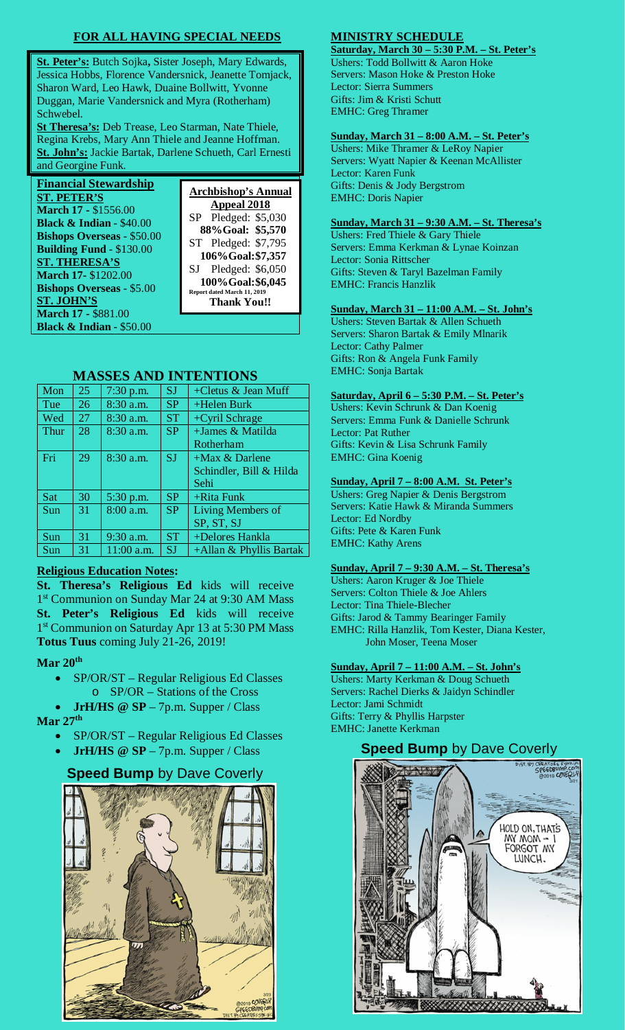## FOR ALL HAVING SPECIAL NEEDS

**St. Peter's:** Butch Sojka**,** Sister Joseph, Mary Edwards, Jessica Hobbs, Florence Vandersnick, Jeanette Tomjack, Sharon Ward, Leo Hawk, Duaine Bollwitt, Yvonne Duggan, Marie Vandersnick and Myra (Rotherham) Schwebel.

**St Theresa's:** Deb Trease, Leo Starman, Nate Thiele, Regina Krebs, Mary Ann Thiele and Jeanne Hoffman.

**St. John's:** Jackie Bartak, Darlene Schueth, Carl Ernesti and Georgine Funk.

**Financial Stewardship**

**ST. PETER'S**
**March 17 -** $1556.00
**Black & Indian -** $40.00
**Bishops Overseas -** $50.00
**Building Fund -** $130.00

**ST. THERESA'S**
**March 17-** $1202.00
**Bishops Overseas -** $5.00

**ST. JOHN'S**
**March 17 -** $881.00
**Black & Indian -** $50.00

**Archbishop's Annual Appeal 2018**

SP Pledged: $5,030
**88%Goal: $5,570**
ST Pledged: $7,795
**106%Goal:$7,357**
SJ Pledged: $6,050
**100%Goal:$6,045**
Report dated March 11, 2019
**Thank You!!**

## MASSES AND INTENTIONS

| | | | | |
|---|---|---|---|---|
| Mon | 25 | 7:30 p.m. | SJ | +Cletus & Jean Muff |
| Tue | 26 | 8:30 a.m. | SP | +Helen Burk |
| Wed | 27 | 8:30 a.m. | ST | +Cyril Schrage |
| Thur | 28 | 8:30 a.m. | SP | +James & Matilda Rotherham |
| Fri | 29 | 8:30 a.m. | SJ | +Max & Darlene Schindler, Bill & Hilda Sehi |
| Sat | 30 | 5:30 p.m. | SP | +Rita Funk |
| Sun | 31 | 8:00 a.m. | SP | Living Members of SP, ST, SJ |
| Sun | 31 | 9:30 a.m. | ST | +Delores Hankla |
| Sun | 31 | 11:00 a.m. | SJ | +Allan & Phyllis Bartak |

**Religious Education Notes:**

**St. Theresa's Religious Ed** kids will receive 1st Communion on Sunday Mar 24 at 9:30 AM Mass
**St. Peter's Religious Ed** kids will receive 1st Communion on Saturday Apr 13 at 5:30 PM Mass
**Totus Tuus** coming July 21-26, 2019!

**Mar 20th**

- SP/OR/ST – Regular Religious Ed Classes
  - SP/OR – Stations of the Cross
- **JrH/HS @ SP** – 7p.m. Supper / Class

**Mar 27th**

- SP/OR/ST – Regular Religious Ed Classes
- **JrH/HS @ SP** – 7p.m. Supper / Class

**Speed Bump** by Dave Coverly

## MINISTRY SCHEDULE

**Saturday, March 30 – 5:30 P.M. – St. Peter's**
Ushers: Todd Bollwitt & Aaron Hoke
Servers: Mason Hoke & Preston Hoke
Lector: Sierra Summers
Gifts: Jim & Kristi Schutt
EMHC: Greg Thramer

**Sunday, March 31 – 8:00 A.M. – St. Peter's**
Ushers: Mike Thramer & LeRoy Napier
Servers: Wyatt Napier & Keenan McAllister
Lector: Karen Funk
Gifts: Denis & Jody Bergstrom
EMHC: Doris Napier

**Sunday, March 31 – 9:30 A.M. – St. Theresa's**
Ushers: Fred Thiele & Gary Thiele
Servers: Emma Kerkman & Lynae Koinzan
Lector: Sonia Rittscher
Gifts: Steven & Taryl Bazelman Family
EMHC: Francis Hanzlik

**Sunday, March 31 – 11:00 A.M. – St. John's**
Ushers: Steven Bartak & Allen Schueth
Servers: Sharon Bartak & Emily Mlnarik
Lector: Cathy Palmer
Gifts: Ron & Angela Funk Family
EMHC: Sonja Bartak

**Saturday, April 6 – 5:30 P.M. – St. Peter's**
Ushers: Kevin Schrunk & Dan Koenig
Servers: Emma Funk & Danielle Schrunk
Lector: Pat Ruther
Gifts: Kevin & Lisa Schrunk Family
EMHC: Gina Koenig

**Sunday, April 7 – 8:00 A.M. St. Peter's**
Ushers: Greg Napier & Denis Bergstrom
Servers: Katie Hawk & Miranda Summers
Lector: Ed Nordby
Gifts: Pete & Karen Funk
EMHC: Kathy Arens

**Sunday, April 7 – 9:30 A.M. – St. Theresa's**
Ushers: Aaron Kruger & Joe Thiele
Servers: Colton Thiele & Joe Ahlers
Lector: Tina Thiele-Blecher
Gifts: Jarod & Tammy Bearinger Family
EMHC: Rilla Hanzlik, Tom Kester, Diana Kester, John Moser, Teena Moser

**Sunday, April 7 – 11:00 A.M. – St. John's**
Ushers: Marty Kerkman & Doug Schueth
Servers: Rachel Dierks & Jaidyn Schindler
Lector: Jami Schmidt
Gifts: Terry & Phyllis Harpster
EMHC: Janette Kerkman

**Speed Bump** by Dave Coverly